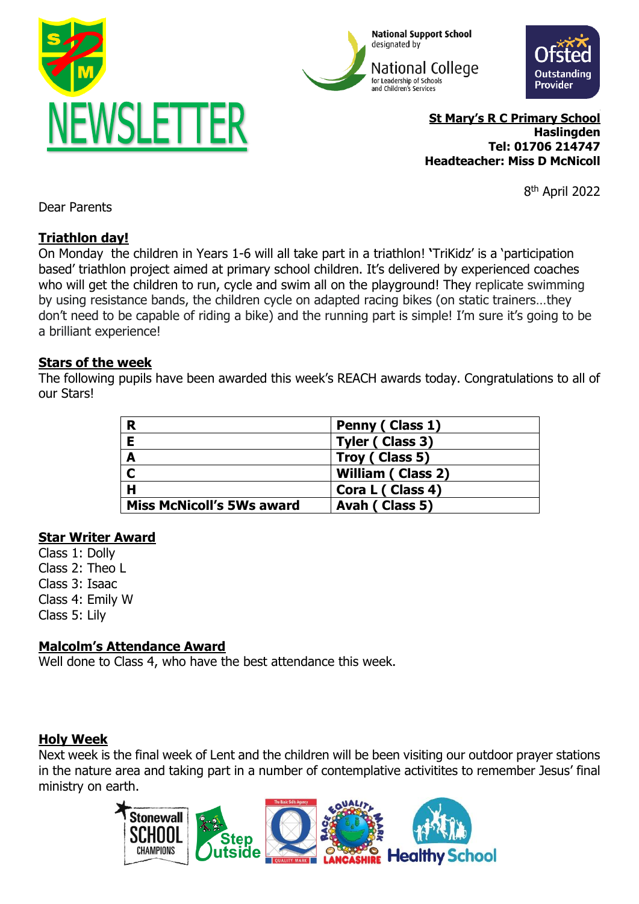# NEWSLETTER

National Support School designated by National College for Leadership of Schools and Children's Services

Ofsted Outstanding Provider

**St Mary's R C Primary School**
**Haslingden**
**Tel: 01706 214747**
**Headteacher: Miss D McNicoll**

8th April 2022

Dear Parents

## Triathlon day!

On Monday the children in Years 1-6 will all take part in a triathlon! 'TriKidz' is a 'participation based' triathlon project aimed at primary school children. It's delivered by experienced coaches who will get the children to run, cycle and swim all on the playground! They replicate swimming by using resistance bands, the children cycle on adapted racing bikes (on static trainers…they don't need to be capable of riding a bike) and the running part is simple! I'm sure it's going to be a brilliant experience!

## Stars of the week

The following pupils have been awarded this week's REACH awards today. Congratulations to all of our Stars!

| | |
|---|---|
| **R** | **Penny ( Class 1)** |
| **E** | **Tyler ( Class 3)** |
| **A** | **Troy ( Class 5)** |
| **C** | **William ( Class 2)** |
| **H** | **Cora L ( Class 4)** |
| **Miss McNicoll's 5Ws award** | **Avah ( Class 5)** |

## Star Writer Award

Class 1: Dolly
Class 2: Theo L
Class 3: Isaac
Class 4: Emily W
Class 5: Lily

## Malcolm's Attendance Award

Well done to Class 4, who have the best attendance this week.

## Holy Week

Next week is the final week of Lent and the children will be been visiting our outdoor prayer stations in the nature area and taking part in a number of contemplative activitites to remember Jesus' final ministry on earth.

Stonewall School Champions | Step Outside | The Basic Skills Agency Quality Mark | Race Equality Mark Lancashire | Healthy School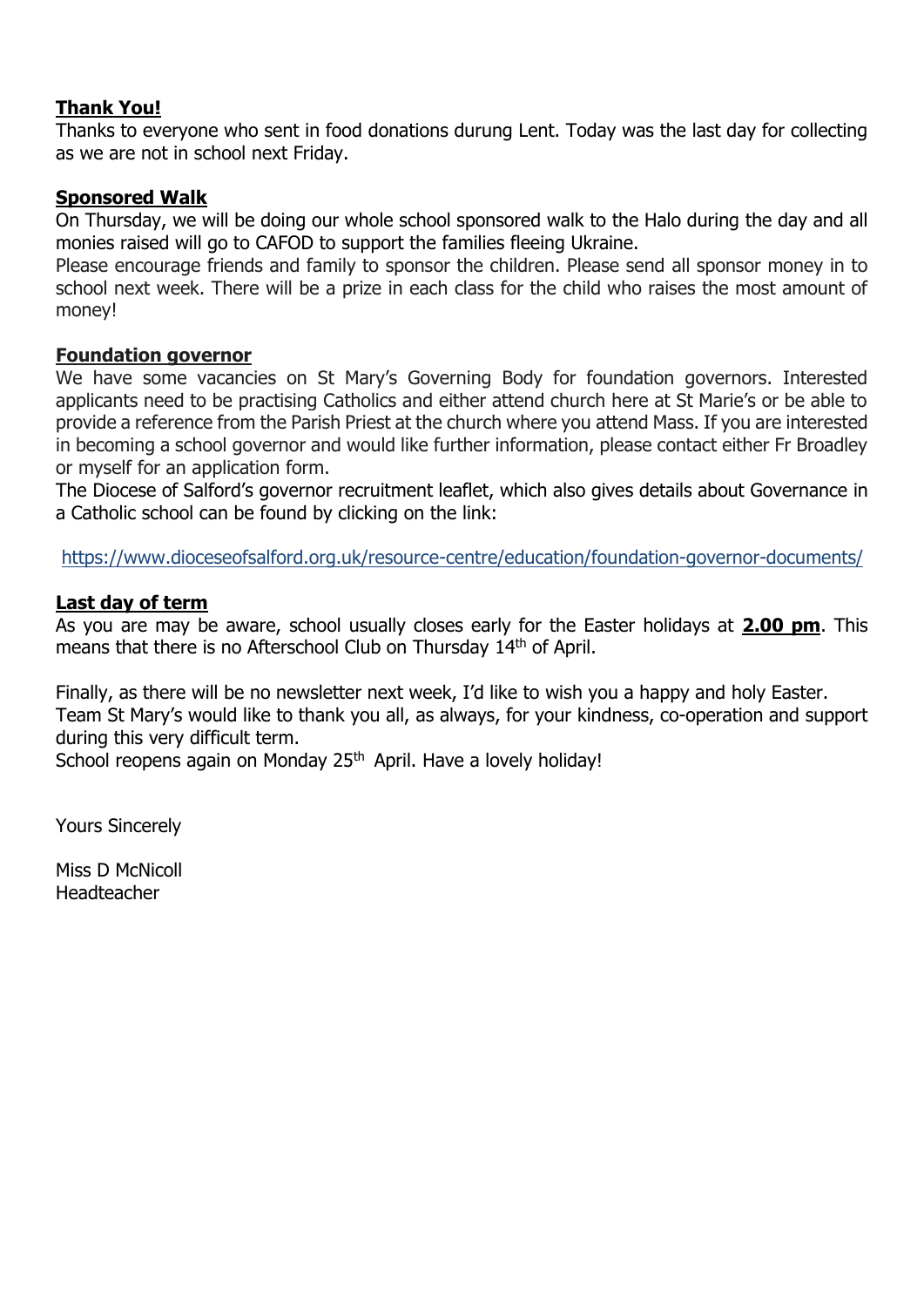**Thank You!**

Thanks to everyone who sent in food donations durung Lent. Today was the last day for collecting as we are not in school next Friday.

**Sponsored Walk**

On Thursday, we will be doing our whole school sponsored walk to the Halo during the day and all monies raised will go to CAFOD to support the families fleeing Ukraine.

Please encourage friends and family to sponsor the children. Please send all sponsor money in to school next week. There will be a prize in each class for the child who raises the most amount of money!

**Foundation governor**

We have some vacancies on St Mary's Governing Body for foundation governors. Interested applicants need to be practising Catholics and either attend church here at St Marie's or be able to provide a reference from the Parish Priest at the church where you attend Mass. If you are interested in becoming a school governor and would like further information, please contact either Fr Broadley or myself for an application form.

The Diocese of Salford's governor recruitment leaflet, which also gives details about Governance in a Catholic school can be found by clicking on the link:

https://www.dioceseofsalford.org.uk/resource-centre/education/foundation-governor-documents/

**Last day of term**

As you are may be aware, school usually closes early for the Easter holidays at **2.00 pm**. This means that there is no Afterschool Club on Thursday 14th of April.

Finally, as there will be no newsletter next week, I'd like to wish you a happy and holy Easter.
Team St Mary's would like to thank you all, as always, for your kindness, co-operation and support during this very difficult term.
School reopens again on Monday 25th April. Have a lovely holiday!

Yours Sincerely

Miss D McNicoll
Headteacher